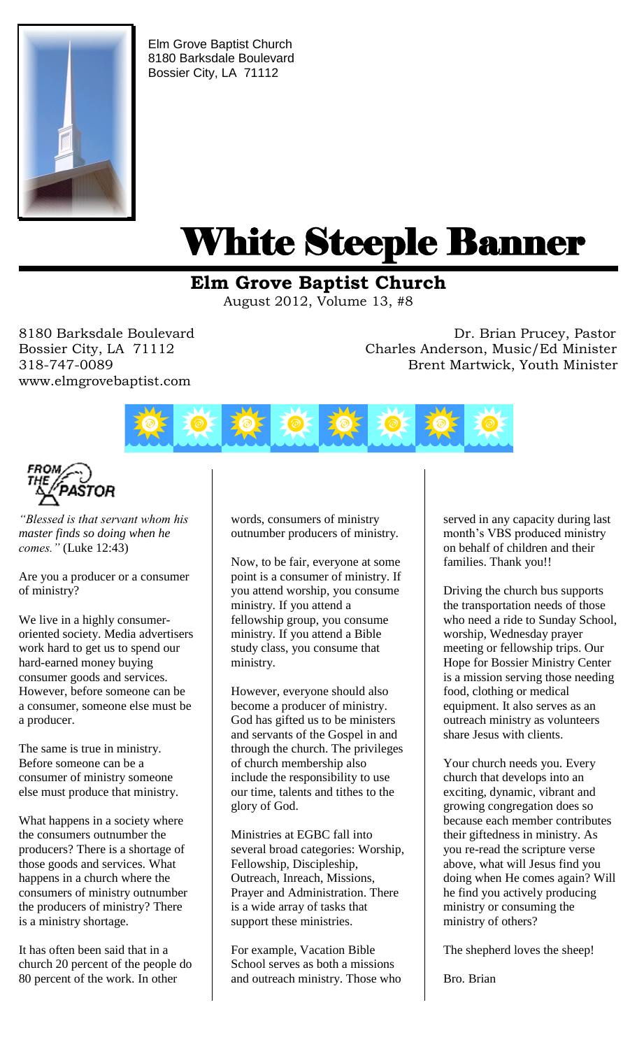Elm Grove Baptist Church
8180 Barksdale Boulevard
Bossier City, LA 71112

# White Steeple Banner

## Elm Grove Baptist Church

August 2012, Volume 13, #8

8180 Barksdale Boulevard
Bossier City, LA 71112
318-747-0089
www.elmgrovebaptist.com

Dr. Brian Prucey, Pastor
Charles Anderson, Music/Ed Minister
Brent Martwick, Youth Minister

### FROM THE PASTOR

*"Blessed is that servant whom his master finds so doing when he comes."* (Luke 12:43)

Are you a producer or a consumer of ministry?

We live in a highly consumer-oriented society. Media advertisers work hard to get us to spend our hard-earned money buying consumer goods and services. However, before someone can be a consumer, someone else must be a producer.

The same is true in ministry. Before someone can be a consumer of ministry someone else must produce that ministry.

What happens in a society where the consumers outnumber the producers? There is a shortage of those goods and services. What happens in a church where the consumers of ministry outnumber the producers of ministry? There is a ministry shortage.

It has often been said that in a church 20 percent of the people do 80 percent of the work. In other words, consumers of ministry outnumber producers of ministry.

Now, to be fair, everyone at some point is a consumer of ministry. If you attend worship, you consume ministry. If you attend a fellowship group, you consume ministry. If you attend a Bible study class, you consume that ministry.

However, everyone should also become a producer of ministry. God has gifted us to be ministers and servants of the Gospel in and through the church. The privileges of church membership also include the responsibility to use our time, talents and tithes to the glory of God.

Ministries at EGBC fall into several broad categories: Worship, Fellowship, Discipleship, Outreach, Inreach, Missions, Prayer and Administration. There is a wide array of tasks that support these ministries.

For example, Vacation Bible School serves as both a missions and outreach ministry. Those who served in any capacity during last month's VBS produced ministry on behalf of children and their families. Thank you!!

Driving the church bus supports the transportation needs of those who need a ride to Sunday School, worship, Wednesday prayer meeting or fellowship trips. Our Hope for Bossier Ministry Center is a mission serving those needing food, clothing or medical equipment. It also serves as an outreach ministry as volunteers share Jesus with clients.

Your church needs you. Every church that develops into an exciting, dynamic, vibrant and growing congregation does so because each member contributes their giftedness in ministry. As you re-read the scripture verse above, what will Jesus find you doing when He comes again? Will he find you actively producing ministry or consuming the ministry of others?

The shepherd loves the sheep!

Bro. Brian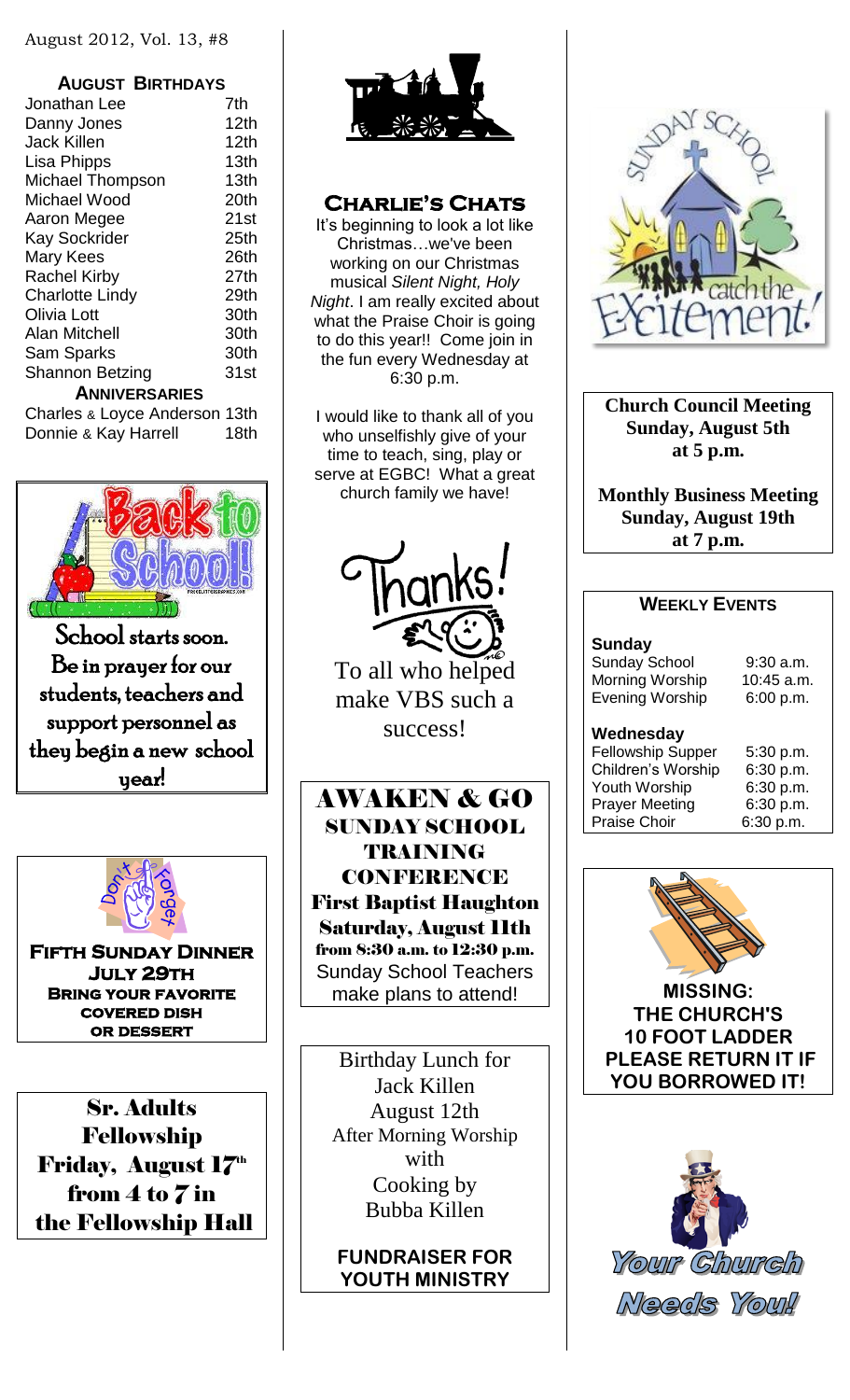August 2012, Vol. 13, #8

### AUGUST BIRTHDAYS

| | |
|---|---|
| Jonathan Lee | 7th |
| Danny Jones | 12th |
| Jack Killen | 12th |
| Lisa Phipps | 13th |
| Michael Thompson | 13th |
| Michael Wood | 20th |
| Aaron Megee | 21st |
| Kay Sockrider | 25th |
| Mary Kees | 26th |
| Rachel Kirby | 27th |
| Charlotte Lindy | 29th |
| Olivia Lott | 30th |
| Alan Mitchell | 30th |
| Sam Sparks | 30th |
| Shannon Betzing | 31st |

### ANNIVERSARIES

| | |
|---|---|
| Charles & Loyce Anderson | 13th |
| Donnie & Kay Harrell | 18th |

Back to School!

School starts soon. Be in prayer for our students, teachers and support personnel as they begin a new school year!

Don't Forget

**FIFTH SUNDAY DINNER**
**JULY 29TH**
**BRING YOUR FAVORITE COVERED DISH OR DESSERT**

**Sr. Adults Fellowship**
**Friday, August 17th from 4 to 7 in the Fellowship Hall**

## CHARLIE'S CHATS

It's beginning to look a lot like Christmas…we've been working on our Christmas musical *Silent Night, Holy Night*. I am really excited about what the Praise Choir is going to do this year!! Come join in the fun every Wednesday at 6:30 p.m.

I would like to thank all of you who unselfishly give of your time to teach, sing, play or serve at EGBC! What a great church family we have!

Thanks!

To all who helped make VBS such a success!

## AWAKEN & GO
### SUNDAY SCHOOL TRAINING CONFERENCE

**First Baptist Haughton**
**Saturday, August 11th**
**from 8:30 a.m. to 12:30 p.m.**
Sunday School Teachers make plans to attend!

Birthday Lunch for Jack Killen
August 12th
After Morning Worship with
Cooking by Bubba Killen

**FUNDRAISER FOR YOUTH MINISTRY**

Sunday School — catch the Excitement!

**Church Council Meeting**
**Sunday, August 5th at 5 p.m.**

**Monthly Business Meeting**
**Sunday, August 19th at 7 p.m.**

### WEEKLY EVENTS

**Sunday**

| | |
|---|---|
| Sunday School | 9:30 a.m. |
| Morning Worship | 10:45 a.m. |
| Evening Worship | 6:00 p.m. |

**Wednesday**

| | |
|---|---|
| Fellowship Supper | 5:30 p.m. |
| Children's Worship | 6:30 p.m. |
| Youth Worship | 6:30 p.m. |
| Prayer Meeting | 6:30 p.m. |
| Praise Choir | 6:30 p.m. |

**MISSING:**
**THE CHURCH'S 10 FOOT LADDER**
**PLEASE RETURN IT IF YOU BORROWED IT!**

*Your Church Needs You!*